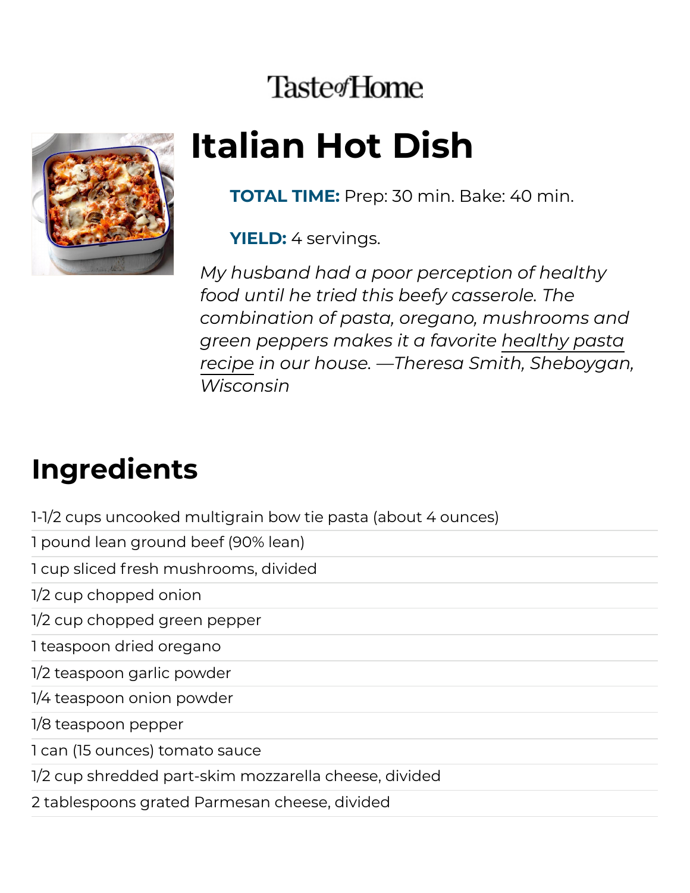Taste of Home

# Italian Hot Dish

**TOTAL TIME:** Prep: 30 min. Bake: 40 min.

**YIELD:** 4 servings.

*My husband had a poor perception of healthy food until he tried this beefy casserole. The combination of pasta, oregano, mushrooms and green peppers makes it a favorite healthy pasta recipe in our house. —Theresa Smith, Sheboygan, Wisconsin*

## Ingredients

- 1-1/2 cups uncooked multigrain bow tie pasta (about 4 ounces)
- 1 pound lean ground beef (90% lean)
- 1 cup sliced fresh mushrooms, divided
- 1/2 cup chopped onion
- 1/2 cup chopped green pepper
- 1 teaspoon dried oregano
- 1/2 teaspoon garlic powder
- 1/4 teaspoon onion powder
- 1/8 teaspoon pepper
- 1 can (15 ounces) tomato sauce
- 1/2 cup shredded part-skim mozzarella cheese, divided
- 2 tablespoons grated Parmesan cheese, divided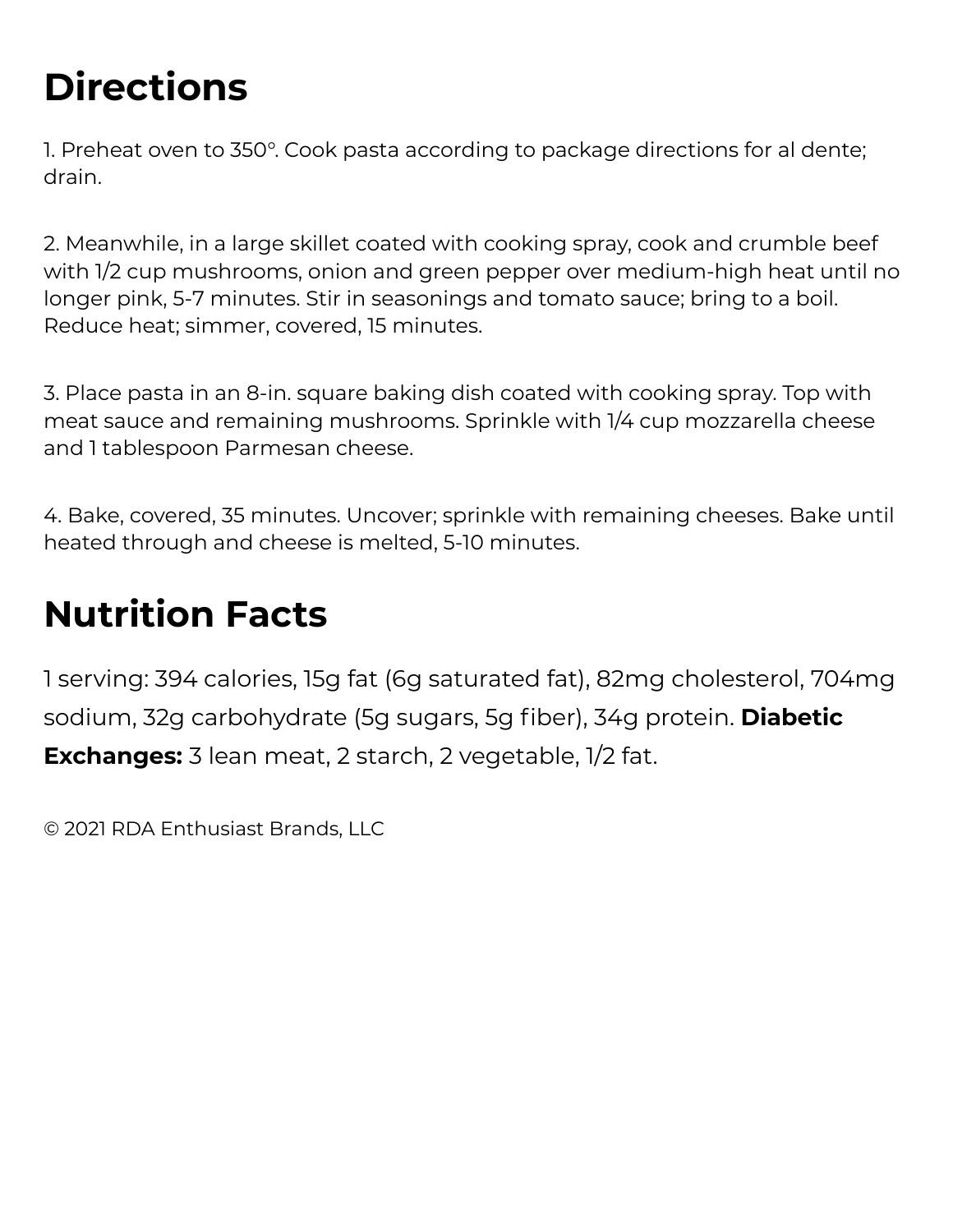## Directions

1. Preheat oven to 350°. Cook pasta according to package directions for al dente; drain.

2. Meanwhile, in a large skillet coated with cooking spray, cook and crumble beef with 1/2 cup mushrooms, onion and green pepper over medium-high heat until no longer pink, 5-7 minutes. Stir in seasonings and tomato sauce; bring to a boil. Reduce heat; simmer, covered, 15 minutes.

3. Place pasta in an 8-in. square baking dish coated with cooking spray. Top with meat sauce and remaining mushrooms. Sprinkle with 1/4 cup mozzarella cheese and 1 tablespoon Parmesan cheese.

4. Bake, covered, 35 minutes. Uncover; sprinkle with remaining cheeses. Bake until heated through and cheese is melted, 5-10 minutes.

## Nutrition Facts

1 serving: 394 calories, 15g fat (6g saturated fat), 82mg cholesterol, 704mg sodium, 32g carbohydrate (5g sugars, 5g fiber), 34g protein. **Diabetic Exchanges:** 3 lean meat, 2 starch, 2 vegetable, 1/2 fat.

© 2021 RDA Enthusiast Brands, LLC